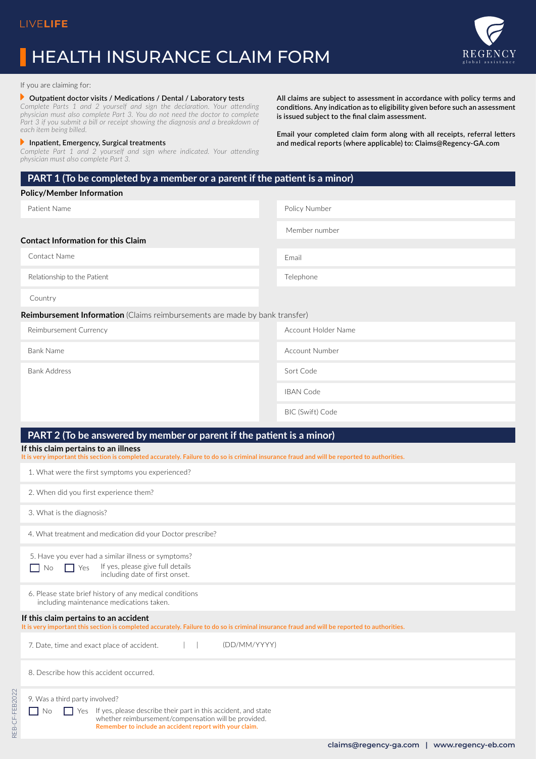LIVE**LIFE**

# HEALTH INSURANCE CLAIM FORM

REGENCY
global assistance

If you are claiming for:

**Outpatient doctor visits / Medications / Dental / Laboratory tests**
*Complete Parts 1 and 2 yourself and sign the declaration. Your attending physician must also complete Part 3. You do not need the doctor to complete Part 3 if you submit a bill or receipt showing the diagnosis and a breakdown of each item being billed.*

**Inpatient, Emergency, Surgical treatments**
*Complete Part 1 and 2 yourself and sign where indicated. Your attending physician must also complete Part 3.*

**All claims are subject to assessment in accordance with policy terms and conditions. Any indication as to eligibility given before such an assessment is issued subject to the final claim assessment.**

**Email your completed claim form along with all receipts, referral letters and medical reports (where applicable) to: Claims@Regency-GA.com**

## PART 1 (To be completed by a member or a parent if the patient is a minor)

### Policy/Member Information

| | |
|---|---|
| Patient Name | Policy Number |
| | Member number |

### Contact Information for this Claim

| | |
|---|---|
| Contact Name | Email |
| Relationship to the Patient | Telephone |
| Country | |

### Reimbursement Information (Claims reimbursements are made by bank transfer)

| | |
|---|---|
| Reimbursement Currency | Account Holder Name |
| Bank Name | Account Number |
| Bank Address | Sort Code |
| | IBAN Code |
| | BIC (Swift) Code |

## PART 2 (To be answered by member or parent if the patient is a minor)

### If this claim pertains to an illness

It is very important this section is completed accurately. Failure to do so is criminal insurance fraud and will be reported to authorities.

1. What were the first symptoms you experienced?
2. When did you first experience them?
3. What is the diagnosis?
4. What treatment and medication did your Doctor prescribe?
5. Have you ever had a similar illness or symptoms?
   ☐ No ☐ Yes If yes, please give full details including date of first onset.
6. Please state brief history of any medical conditions including maintenance medications taken.

### If this claim pertains to an accident

It is very important this section is completed accurately. Failure to do so is criminal insurance fraud and will be reported to authorities.

7. Date, time and exact place of accident. | | (DD/MM/YYYY)
8. Describe how this accident occurred.
9. Was a third party involved?
   ☐ No ☐ Yes If yes, please describe their part in this accident, and state whether reimbursement/compensation will be provided.
   Remember to include an accident report with your claim.

REB-CF-FEB2022

claims@regency-ga.com | www.regency-eb.com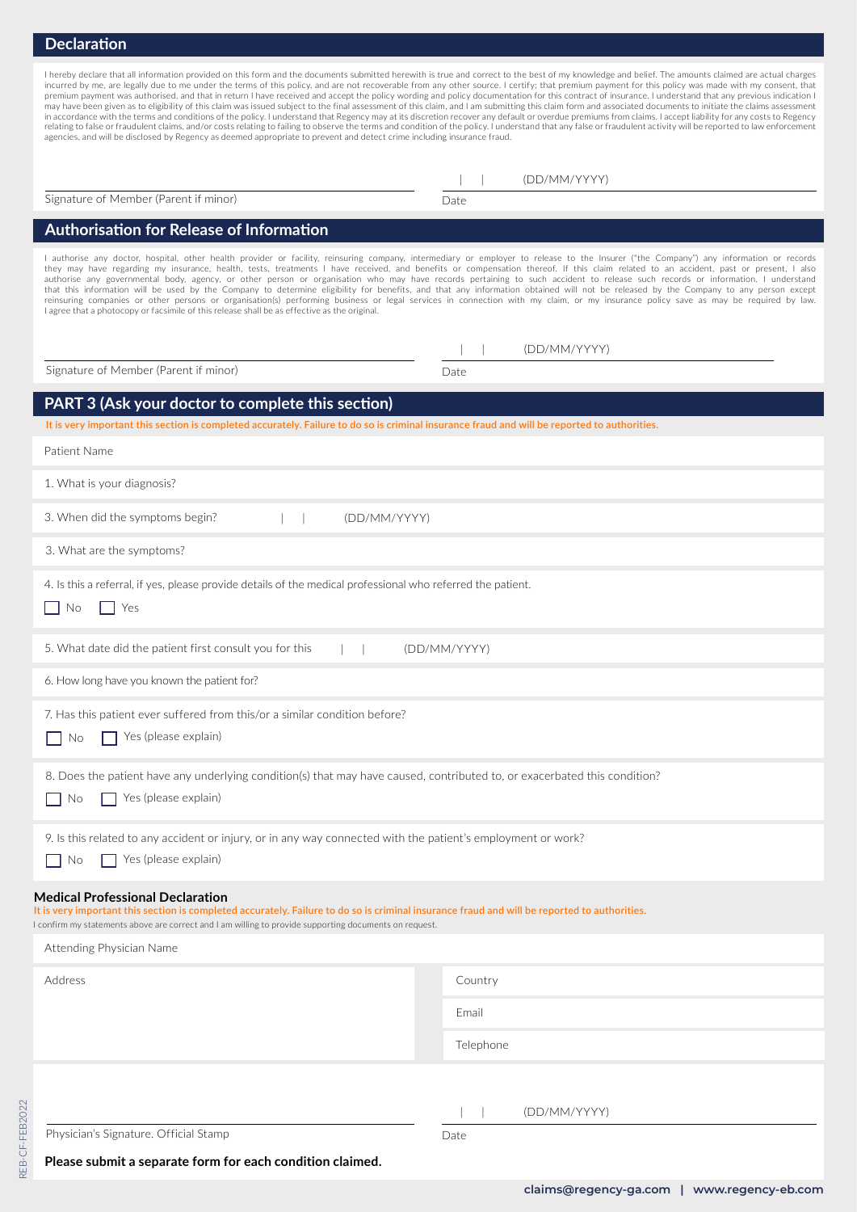## Declaration

I hereby declare that all information provided on this form and the documents submitted herewith is true and correct to the best of my knowledge and belief. The amounts claimed are actual charges incurred by me, are legally due to me under the terms of this policy, and are not recoverable from any other source. I certify; that premium payment for this policy was made with my consent, that premium payment was authorised, and that in return I have received and accept the policy wording and policy documentation for this contract of insurance. I understand that any previous indication I may have been given as to eligibility of this claim was issued subject to the final assessment of this claim, and I am submitting this claim form and associated documents to initiate the claims assessment in accordance with the terms and conditions of the policy. I understand that Regency may at its discretion recover any default or overdue premiums from claims. I accept liability for any costs to Regency relating to false or fraudulent claims, and/or costs relating to failing to observe the terms and condition of the policy. I understand that any false or fraudulent activity will be reported to law enforcement agencies, and will be disclosed by Regency as deemed appropriate to prevent and detect crime including insurance fraud.

Signature of Member (Parent if minor)

Date | | (DD/MM/YYYY)

## Authorisation for Release of Information

I authorise any doctor, hospital, other health provider or facility, reinsuring company, intermediary or employer to release to the Insurer ("the Company") any information or records they may have regarding my insurance, health, tests, treatments I have received, and benefits or compensation thereof. If this claim related to an accident, past or present, I also authorise any governmental body, agency, or other person or organisation who may have records pertaining to such accident to release such records or information. I understand that this information will be used by the Company to determine eligibility for benefits, and that any information obtained will not be released by the Company to any person except reinsuring companies or other persons or organisation(s) performing business or legal services in connection with my claim, or my insurance policy save as may be required by law. I agree that a photocopy or facsimile of this release shall be as effective as the original.

Signature of Member (Parent if minor)

Date | | (DD/MM/YYYY)

## PART 3 (Ask your doctor to complete this section)

**It is very important this section is completed accurately. Failure to do so is criminal insurance fraud and will be reported to authorities.**

Patient Name

1. What is your diagnosis?

3. When did the symptoms begin? | | (DD/MM/YYYY)

3. What are the symptoms?

4. Is this a referral, if yes, please provide details of the medical professional who referred the patient.

☐ No ☐ Yes

5. What date did the patient first consult you for this | | (DD/MM/YYYY)

6. How long have you known the patient for?

7. Has this patient ever suffered from this/or a similar condition before?

☐ No ☐ Yes (please explain)

8. Does the patient have any underlying condition(s) that may have caused, contributed to, or exacerbated this condition?

☐ No ☐ Yes (please explain)

9. Is this related to any accident or injury, or in any way connected with the patient's employment or work?

☐ No ☐ Yes (please explain)

### Medical Professional Declaration

**It is very important this section is completed accurately. Failure to do so is criminal insurance fraud and will be reported to authorities.**

I confirm my statements above are correct and I am willing to provide supporting documents on request.

Attending Physician Name

Address

Country

Email

Telephone

Physician's Signature. Official Stamp

Date | | (DD/MM/YYYY)

**Please submit a separate form for each condition claimed.**

REB-CF-FEB2022

**claims@regency-ga.com | www.regency-eb.com**